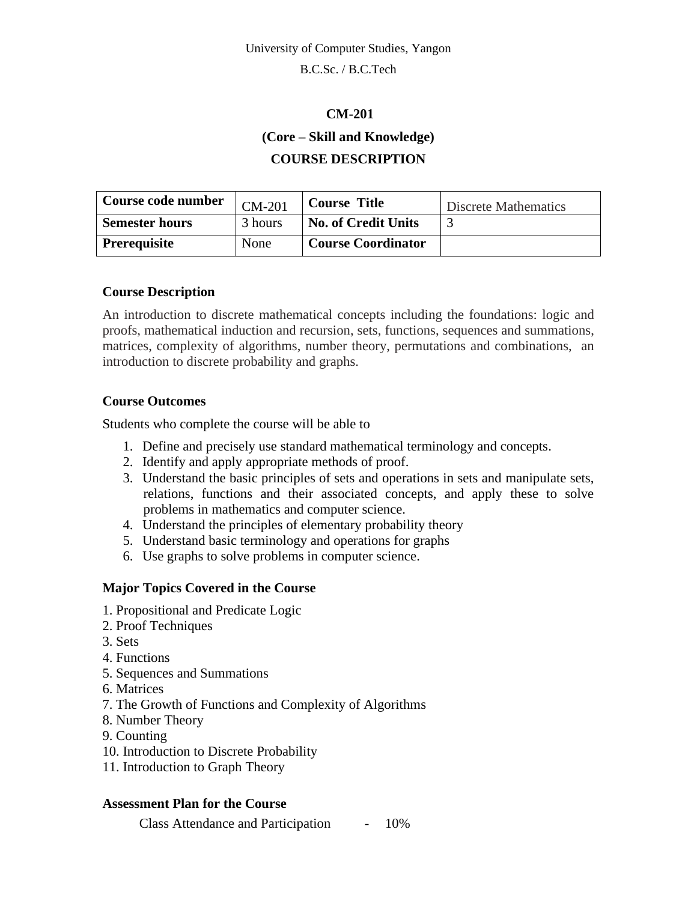University of Computer Studies, Yangon

B.C.Sc. / B.C.Tech

**CM-201**

**(Core – Skill and Knowledge)**

**COURSE DESCRIPTION**

| **Course code number** | CM-201 | **Course Title** | Discrete Mathematics |
|---|---|---|---|
| **Semester hours** | 3 hours | **No. of Credit Units** | 3 |
| **Prerequisite** | None | **Course Coordinator** | |

## Course Description

An introduction to discrete mathematical concepts including the foundations: logic and proofs, mathematical induction and recursion, sets, functions, sequences and summations, matrices, complexity of algorithms, number theory, permutations and combinations, an introduction to discrete probability and graphs.

## Course Outcomes

Students who complete the course will be able to

1. Define and precisely use standard mathematical terminology and concepts.
2. Identify and apply appropriate methods of proof.
3. Understand the basic principles of sets and operations in sets and manipulate sets, relations, functions and their associated concepts, and apply these to solve problems in mathematics and computer science.
4. Understand the principles of elementary probability theory
5. Understand basic terminology and operations for graphs
6. Use graphs to solve problems in computer science.

## Major Topics Covered in the Course

1. Propositional and Predicate Logic
2. Proof Techniques
3. Sets
4. Functions
5. Sequences and Summations
6. Matrices
7. The Growth of Functions and Complexity of Algorithms
8. Number Theory
9. Counting
10. Introduction to Discrete Probability
11. Introduction to Graph Theory

## Assessment Plan for the Course

Class Attendance and Participation - 10%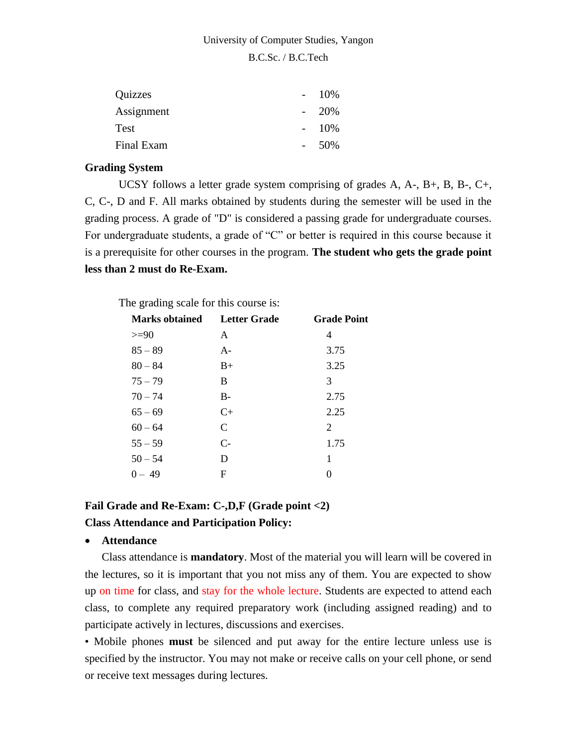| | | |
|---|---|---|
| Quizzes | - | 10% |
| Assignment | - | 20% |
| Test | - | 10% |
| Final Exam | - | 50% |

**Grading System**

UCSY follows a letter grade system comprising of grades A, A-, B+, B, B-, C+, C, C-, D and F. All marks obtained by students during the semester will be used in the grading process. A grade of "D" is considered a passing grade for undergraduate courses. For undergraduate students, a grade of "C" or better is required in this course because it is a prerequisite for other courses in the program. **The student who gets the grade point less than 2 must do Re-Exam.**

The grading scale for this course is:

| Marks obtained | Letter Grade | Grade Point |
|---|---|---|
| >=90 | A | 4 |
| 85 – 89 | A- | 3.75 |
| 80 – 84 | B+ | 3.25 |
| 75 – 79 | B | 3 |
| 70 – 74 | B- | 2.75 |
| 65 – 69 | C+ | 2.25 |
| 60 – 64 | C | 2 |
| 55 – 59 | C- | 1.75 |
| 50 – 54 | D | 1 |
| 0 – 49 | F | 0 |

**Fail Grade and Re-Exam: C-,D,F (Grade point <2)**

**Class Attendance and Participation Policy:**

- **Attendance**

Class attendance is **mandatory**. Most of the material you will learn will be covered in the lectures, so it is important that you not miss any of them. You are expected to show up on time for class, and stay for the whole lecture. Students are expected to attend each class, to complete any required preparatory work (including assigned reading) and to participate actively in lectures, discussions and exercises.

• Mobile phones **must** be silenced and put away for the entire lecture unless use is specified by the instructor. You may not make or receive calls on your cell phone, or send or receive text messages during lectures.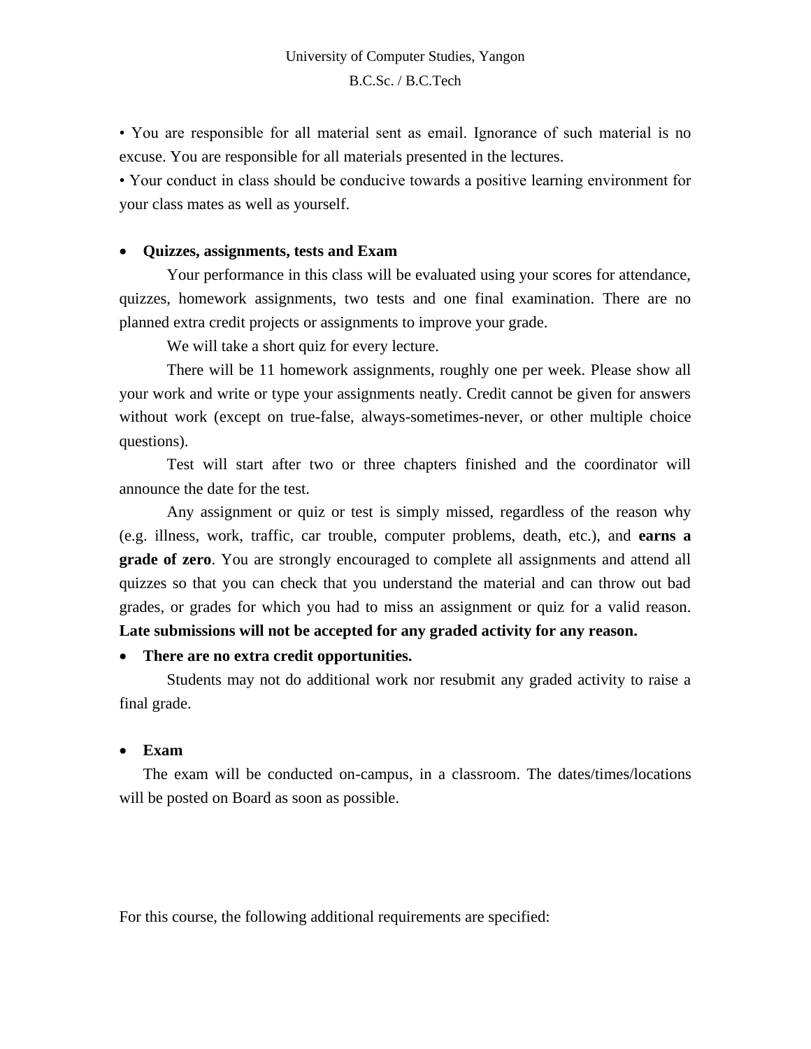• You are responsible for all material sent as email. Ignorance of such material is no excuse. You are responsible for all materials presented in the lectures.

• Your conduct in class should be conducive towards a positive learning environment for your class mates as well as yourself.

- **Quizzes, assignments, tests and Exam**

Your performance in this class will be evaluated using your scores for attendance, quizzes, homework assignments, two tests and one final examination. There are no planned extra credit projects or assignments to improve your grade.

We will take a short quiz for every lecture.

There will be 11 homework assignments, roughly one per week. Please show all your work and write or type your assignments neatly. Credit cannot be given for answers without work (except on true-false, always-sometimes-never, or other multiple choice questions).

Test will start after two or three chapters finished and the coordinator will announce the date for the test.

Any assignment or quiz or test is simply missed, regardless of the reason why (e.g. illness, work, traffic, car trouble, computer problems, death, etc.), and **earns a grade of zero**. You are strongly encouraged to complete all assignments and attend all quizzes so that you can check that you understand the material and can throw out bad grades, or grades for which you had to miss an assignment or quiz for a valid reason. **Late submissions will not be accepted for any graded activity for any reason.**

- **There are no extra credit opportunities.**

Students may not do additional work nor resubmit any graded activity to raise a final grade.

- **Exam**

The exam will be conducted on-campus, in a classroom. The dates/times/locations will be posted on Board as soon as possible.

For this course, the following additional requirements are specified: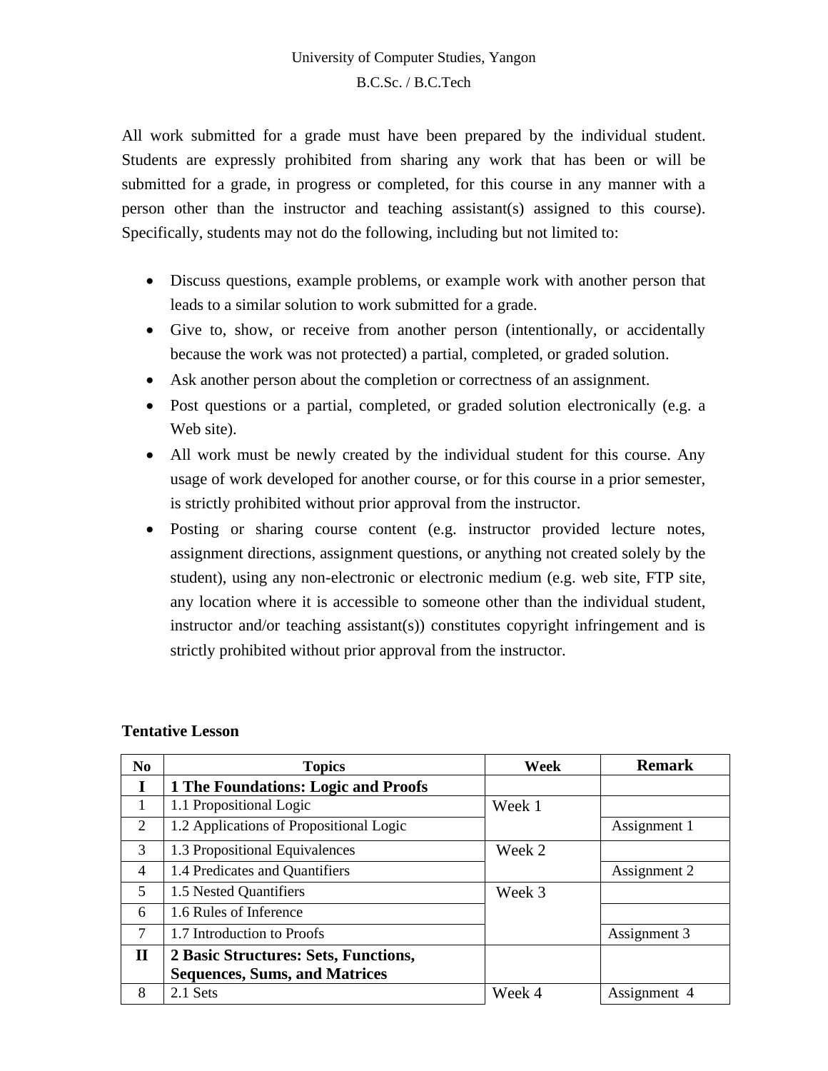All work submitted for a grade must have been prepared by the individual student. Students are expressly prohibited from sharing any work that has been or will be submitted for a grade, in progress or completed, for this course in any manner with a person other than the instructor and teaching assistant(s) assigned to this course). Specifically, students may not do the following, including but not limited to:

- Discuss questions, example problems, or example work with another person that leads to a similar solution to work submitted for a grade.
- Give to, show, or receive from another person (intentionally, or accidentally because the work was not protected) a partial, completed, or graded solution.
- Ask another person about the completion or correctness of an assignment.
- Post questions or a partial, completed, or graded solution electronically (e.g. a Web site).
- All work must be newly created by the individual student for this course. Any usage of work developed for another course, or for this course in a prior semester, is strictly prohibited without prior approval from the instructor.
- Posting or sharing course content (e.g. instructor provided lecture notes, assignment directions, assignment questions, or anything not created solely by the student), using any non-electronic or electronic medium (e.g. web site, FTP site, any location where it is accessible to someone other than the individual student, instructor and/or teaching assistant(s)) constitutes copyright infringement and is strictly prohibited without prior approval from the instructor.

**Tentative Lesson**

| No | Topics | Week | Remark |
|---|---|---|---|
| **I** | **1 The Foundations: Logic and Proofs** | | |
| 1 | 1.1 Propositional Logic | Week 1 | |
| 2 | 1.2 Applications of Propositional Logic | | Assignment 1 |
| 3 | 1.3 Propositional Equivalences | Week 2 | |
| 4 | 1.4 Predicates and Quantifiers | | Assignment 2 |
| 5 | 1.5 Nested Quantifiers | Week 3 | |
| 6 | 1.6 Rules of Inference | | |
| 7 | 1.7 Introduction to Proofs | | Assignment 3 |
| **II** | **2 Basic Structures: Sets, Functions, Sequences, Sums, and Matrices** | | |
| 8 | 2.1 Sets | Week 4 | Assignment 4 |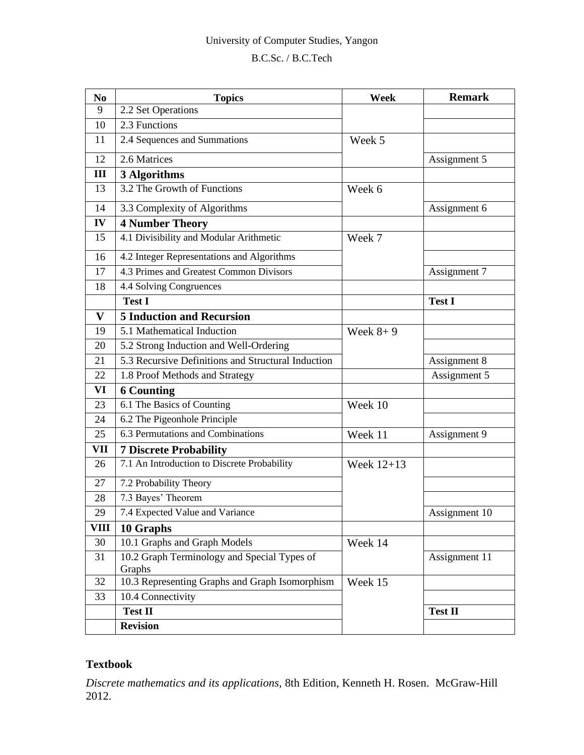University of Computer Studies, Yangon

B.C.Sc. / B.C.Tech

| No | Topics | Week | Remark |
|---|---|---|---|
| 9 | 2.2 Set Operations | | |
| 10 | 2.3 Functions | | |
| 11 | 2.4 Sequences and Summations | Week 5 | |
| 12 | 2.6 Matrices | | Assignment 5 |
| **III** | **3 Algorithms** | | |
| 13 | 3.2 The Growth of Functions | Week 6 | |
| 14 | 3.3 Complexity of Algorithms | | Assignment 6 |
| **IV** | **4 Number Theory** | | |
| 15 | 4.1 Divisibility and Modular Arithmetic | Week 7 | |
| 16 | 4.2 Integer Representations and Algorithms | | |
| 17 | 4.3 Primes and Greatest Common Divisors | | Assignment 7 |
| 18 | 4.4 Solving Congruences | | |
| | **Test I** | | **Test I** |
| **V** | **5 Induction and Recursion** | | |
| 19 | 5.1 Mathematical Induction | Week 8+ 9 | |
| 20 | 5.2 Strong Induction and Well-Ordering | | |
| 21 | 5.3 Recursive Definitions and Structural Induction | | Assignment 8 |
| 22 | 1.8 Proof Methods and Strategy | | Assignment 5 |
| **VI** | **6 Counting** | | |
| 23 | 6.1 The Basics of Counting | Week 10 | |
| 24 | 6.2 The Pigeonhole Principle | | |
| 25 | 6.3 Permutations and Combinations | Week 11 | Assignment 9 |
| **VII** | **7 Discrete Probability** | | |
| 26 | 7.1 An Introduction to Discrete Probability | Week 12+13 | |
| 27 | 7.2 Probability Theory | | |
| 28 | 7.3 Bayes' Theorem | | |
| 29 | 7.4 Expected Value and Variance | | Assignment 10 |
| **VIII** | **10 Graphs** | | |
| 30 | 10.1 Graphs and Graph Models | Week 14 | |
| 31 | 10.2 Graph Terminology and Special Types of Graphs | | Assignment 11 |
| 32 | 10.3 Representing Graphs and Graph Isomorphism | Week 15 | |
| 33 | 10.4 Connectivity | | |
| | **Test II** | | **Test II** |
| | **Revision** | | |

**Textbook**

*Discrete mathematics and its applications*, 8th Edition, Kenneth H. Rosen. McGraw-Hill 2012.